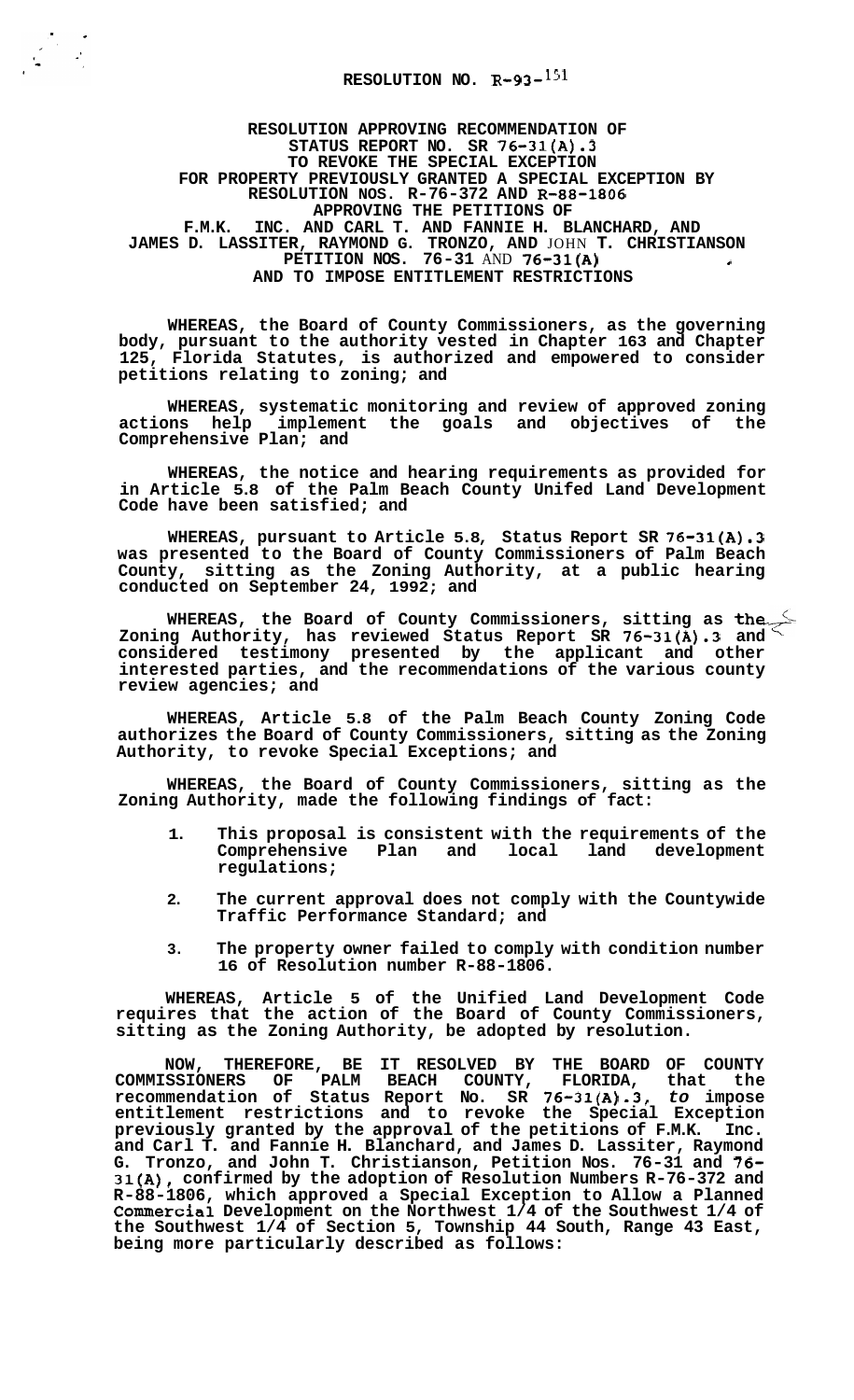# RESOLUTION NO. R-93-151

**RESOLUTION APPROVING RECOMMENDATION OF STATUS REPORT NO. SR 76-31(A).3 TO REVOKE THE SPECIAL EXCEPTION FOR PROPERTY PREVIOUSLY GRANTED A SPECIAL EXCEPTION BY RESOLUTION NOS. R-76-372 AND R-88-1806 APPROVING THE PETITIONS OF F.M.K. INC. AND CARL T. AND FANNIE H. BLANCHARD, AND JAMES D. LASSITER, RAYMOND G. TRONZO, AND JOHN T. CHRISTIANSON PETITION NOS. 76-31 AND 76-31(A) AND TO IMPOSE ENTITLEMENT RESTRICTIONS**

**WHEREAS, the Board of County Commissioners, as the governing body, pursuant to the authority vested in Chapter 163 and Chapter 125, Florida Statutes, is authorized and empowered to consider petitions relating to zoning; and**

**WHEREAS, systematic monitoring and review of approved zoning actions help implement the goals and objectives of the Comprehensive Plan; and**

**WHEREAS, the notice and hearing requirements as provided for in Article 5.8 of the Palm Beach County Unifed Land Development Code have been satisfied; and**

**WHEREAS, pursuant to Article 5.8, Status Report SR 76-31(A).3 was presented to the Board of County Commissioners of Palm Beach County, sitting as the Zoning Authority, at a public hearing conducted on September 24, 1992; and**

**WHEREAS, the Board of County Commissioners, sitting as the Zoning Authority, has reviewed Status Report SR 76-31(A).3 and considered testimony presented by the applicant and other interested parties, and the recommendations of the various county review agencies; and**

**WHEREAS, Article 5.8 of the Palm Beach County Zoning Code authorizes the Board of County Commissioners, sitting as the Zoning Authority, to revoke Special Exceptions; and**

**WHEREAS, the Board of County Commissioners, sitting as the Zoning Authority, made the following findings of fact:**

1. **This proposal is consistent with the requirements of the Comprehensive Plan and local land development regulations;**
2. **The current approval does not comply with the Countywide Traffic Performance Standard; and**
3. **The property owner failed to comply with condition number 16 of Resolution number R-88-1806.**

**WHEREAS, Article 5 of the Unified Land Development Code requires that the action of the Board of County Commissioners, sitting as the Zoning Authority, be adopted by resolution.**

**NOW, THEREFORE, BE IT RESOLVED BY THE BOARD OF COUNTY COMMISSIONERS OF PALM BEACH COUNTY, FLORIDA, that the recommendation of Status Report No. SR 76-31(A).3, *to* impose entitlement restrictions and to revoke the Special Exception previously granted by the approval of the petitions of F.M.K. Inc. and Carl T. and Fannie H. Blanchard, and James D. Lassiter, Raymond G. Tronzo, and John T. Christianson, Petition Nos. 76-31 and 76-31(A), confirmed by the adoption of Resolution Numbers R-76-372 and R-88-1806, which approved a Special Exception to Allow a Planned Commercial Development on the Northwest 1/4 of the Southwest 1/4 of the Southwest 1/4 of Section 5, Township 44 South, Range 43 East, being more particularly described as follows:**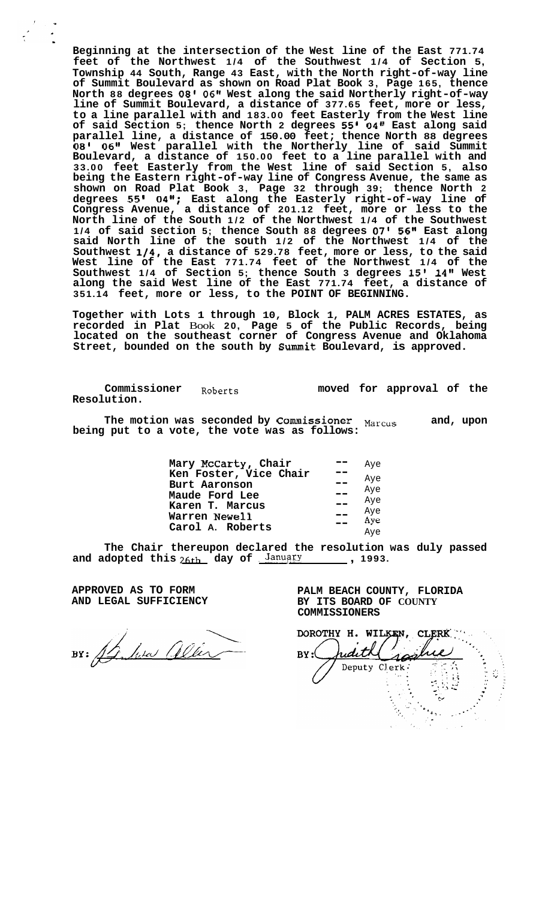**Beginning at the intersection of the West line of the East 771.74 feet of the Northwest 1/4 of the Southwest 1/4 of Section 5, Township 44 South, Range 43 East, with the North right-of-way line of Summit Boulevard as shown on Road Plat Book 3, Page 165, thence North 88 degrees 08' 06" West along the said Northerly right-of-way line of Summit Boulevard, a distance of 377.65 feet, more or less, to a line parallel with and 183.00 feet Easterly from the West line of said Section 5; thence North 2 degrees 55' 04" East along said parallel line, a distance of 150.00 feet; thence North 88 degrees 08' 06" West parallel with the Northerly line of said Summit Boulevard, a distance of 150.00 feet to a line parallel with and 33.00 feet Easterly from the West line of said Section 5, also being the Eastern right-of-way line of Congress Avenue, the same as shown on Road Plat Book 3, Page 32 through 39; thence North 2 degrees 55' 04"; East along the Easterly right-of-way line of Congress Avenue, a distance of 201.12 feet, more or less to the North line of the South 1/2 of the Northwest 1/4 of the Southwest 1/4 of said section 5; thence South 88 degrees 07' 56" East along said North line of the south 1/2 of the Northwest 1/4 of the Southwest 1/4, a distance of 529.78 feet, more or less, to the said West line of the East 771.74 feet of the Northwest 1/4 of the Southwest 1/4 of Section 5; thence South 3 degrees 15' 14" West along the said West line of the East 771.74 feet, a distance of 351.14 feet, more or less, to the POINT OF BEGINNING.**

**Together with Lots 1 through 10, Block 1, PALM ACRES ESTATES, as recorded in Plat Book 20, Page 5 of the Public Records, being located on the southeast corner of Congress Avenue and Oklahoma Street, bounded on the south by Summit Boulevard, is approved.**

**Commissioner** Roberts **moved for approval of the Resolution.**

**The motion was seconded by Commissioner** Marcus **and, upon being put to a vote, the vote was as follows:**

| | | |
|---|---|---|
| **Mary McCarty, Chair** | -- | Aye |
| **Ken Foster, Vice Chair** | -- | Aye |
| **Burt Aaronson** | -- | Aye |
| **Maude Ford Lee** | -- | Aye |
| **Karen T. Marcus** | -- | Aye |
| **Warren Newell** | -- | Aye |
| **Carol A. Roberts** | -- | Aye |

**The Chair thereupon declared the resolution was duly passed and adopted this** 26th **day of** January**, 1993.**

**APPROVED AS TO FORM AND LEGAL SUFFICIENCY**

BY: [signature]

**PALM BEACH COUNTY, FLORIDA BY ITS BOARD OF COUNTY COMMISSIONERS**

DOROTHY H. WILKEN, CLERK

BY: [signature]
Deputy Clerk